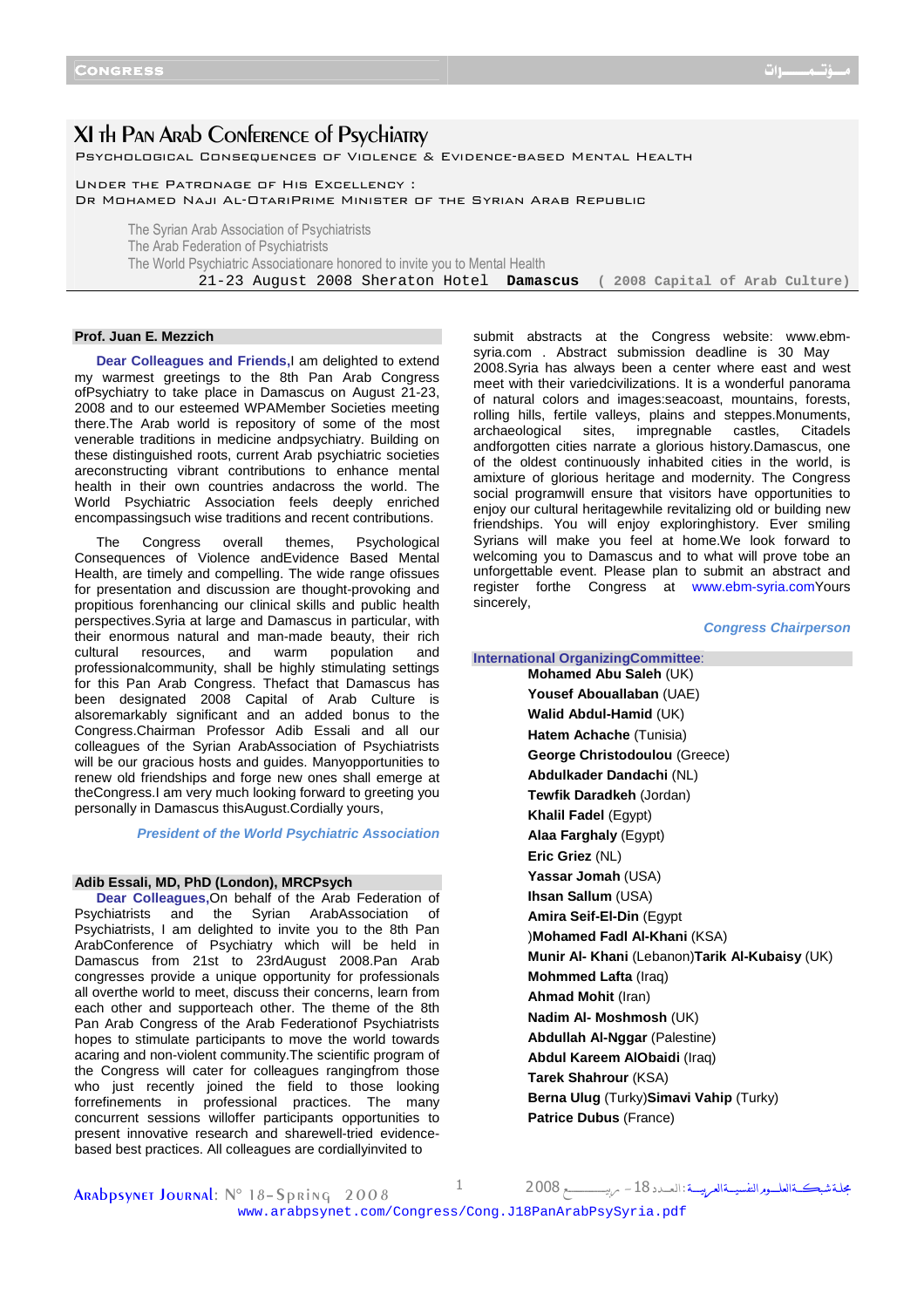# XI th Pan Arab Conference of Psychiatry

PSYCHOLOGICAL CONSEQUENCES OF VIOLENCE & EVIDENCE-BASED MENTAL HEALTH

UNDER THE PATRONAGE OF HIS EXCELLENCY :
DR MOHAMED NAJI AL-OTARIPRIME MINISTER OF THE SYRIAN ARAB REPUBLIC

The Syrian Arab Association of Psychiatrists
The Arab Federation of Psychiatrists
The World Psychiatric Associationare honored to invite you to Mental Health

21-23 August 2008 Sheraton Hotel **Damascus** ( 2008 Capital of Arab Culture)

### Prof. Juan E. Mezzich

**Dear Colleagues and Friends**,I am delighted to extend my warmest greetings to the 8th Pan Arab Congress ofPsychiatry to take place in Damascus on August 21-23, 2008 and to our esteemed WPAMember Societies meeting there.The Arab world is repository of some of the most venerable traditions in medicine andpsychiatry. Building on these distinguished roots, current Arab psychiatric societies areconstructing vibrant contributions to enhance mental health in their own countries andacross the world. The World Psychiatric Association feels deeply enriched encompassingsuch wise traditions and recent contributions.

The Congress overall themes, Psychological Consequences of Violence andEvidence Based Mental Health, are timely and compelling. The wide range ofissues for presentation and discussion are thought-provoking and propitious forenhancing our clinical skills and public health perspectives.Syria at large and Damascus in particular, with their enormous natural and man-made beauty, their rich cultural resources, and warm population and professionalcommunity, shall be highly stimulating settings for this Pan Arab Congress. Thefact that Damascus has been designated 2008 Capital of Arab Culture is alsoremarkably significant and an added bonus to the Congress.Chairman Professor Adib Essali and all our colleagues of the Syrian ArabAssociation of Psychiatrists will be our gracious hosts and guides. Manyopportunities to renew old friendships and forge new ones shall emerge at theCongress.I am very much looking forward to greeting you personally in Damascus thisAugust.Cordially yours,

*President of the World Psychiatric Association*

### Adib Essali, MD, PhD (London), MRCPsych

**Dear Colleagues**,On behalf of the Arab Federation of Psychiatrists and the Syrian ArabAssociation of Psychiatrists, I am delighted to invite you to the 8th Pan ArabConference of Psychiatry which will be held in Damascus from 21st to 23rdAugust 2008.Pan Arab congresses provide a unique opportunity for professionals all overthe world to meet, discuss their concerns, learn from each other and supporteach other. The theme of the 8th Pan Arab Congress of the Arab Federationof Psychiatrists hopes to stimulate participants to move the world towards acaring and non-violent community.The scientific program of the Congress will cater for colleagues rangingfrom those who just recently joined the field to those looking forrefinements in professional practices. The many concurrent sessions willoffer participants opportunities to present innovative research and sharewell-tried evidence-based best practices. All colleagues are cordiallyinvited to submit abstracts at the Congress website: www.ebm-syria.com . Abstract submission deadline is 30 May 2008.Syria has always been a center where east and west meet with their variedcivilizations. It is a wonderful panorama of natural colors and images:seacoast, mountains, forests, rolling hills, fertile valleys, plains and steppes.Monuments, archaeological sites, impregnable castles, Citadels andforgotten cities narrate a glorious history.Damascus, one of the oldest continuously inhabited cities in the world, is amixture of glorious heritage and modernity. The Congress social programwill ensure that visitors have opportunities to enjoy our cultural heritagewhile revitalizing old or building new friendships. You will enjoy exploringhistory. Ever smiling Syrians will make you feel at home.We look forward to welcoming you to Damascus and to what will prove tobe an unforgettable event. Please plan to submit an abstract and register forthe Congress at www.ebm-syria.comYours sincerely,

*Congress Chairperson*

### International OrganizingCommittee:

**Mohamed Abu Saleh** (UK)
**Yousef Abouallaban** (UAE)
**Walid Abdul-Hamid** (UK)
**Hatem Achache** (Tunisia)
**George Christodoulou** (Greece)
**Abdulkader Dandachi** (NL)
**Tewfik Daradkeh** (Jordan)
**Khalil Fadel** (Egypt)
**Alaa Farghaly** (Egypt)
**Eric Griez** (NL)
**Yassar Jomah** (USA)
**Ihsan Sallum** (USA)
**Amira Seif-El-Din** (Egypt
)**Mohamed Fadl Al-Khani** (KSA)
**Munir Al- Khani** (Lebanon)**Tarik Al-Kubaisy** (UK)
**Mohmmed Lafta** (Iraq)
**Ahmad Mohit** (Iran)
**Nadim Al- Moshmosh** (UK)
**Abdullah Al-Nggar** (Palestine)
**Abdul Kareem AlObaidi** (Iraq)
**Tarek Shahrour** (KSA)
**Berna Ulug** (Turky)**Simavi Vahip** (Turky)
**Patrice Dubus** (France)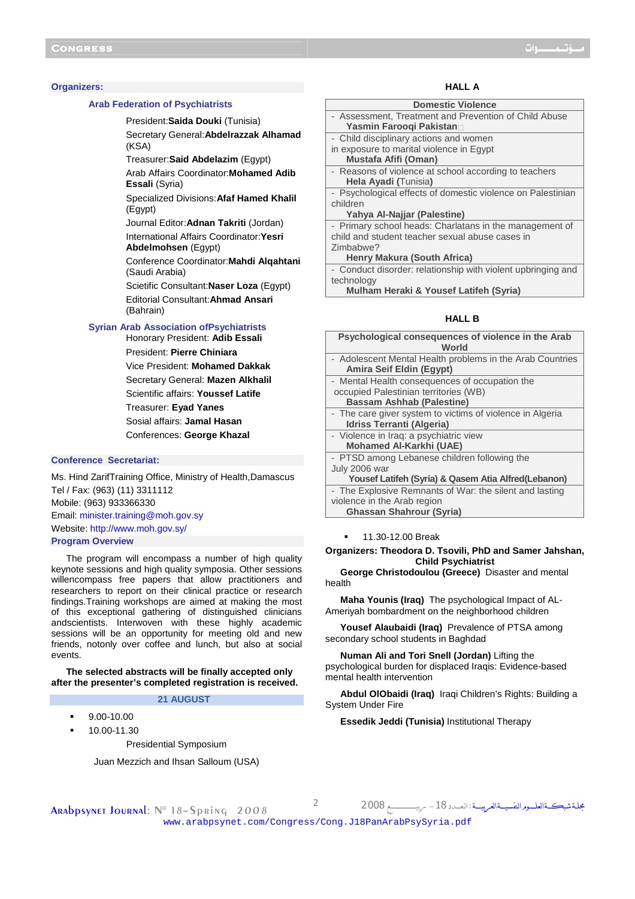## Organizers:

### Arab Federation of Psychiatrists

President:**Saida Douki** (Tunisia)
Secretary General:**Abdelrazzak Alhamad** (KSA)
Treasurer:**Said Abdelazim** (Egypt)
Arab Affairs Coordinator:**Mohamed Adib Essali** (Syria)
Specialized Divisions:**Afaf Hamed Khalil** (Egypt)
Journal Editor:**Adnan Takriti** (Jordan)
International Affairs Coordinator:**Yesri Abdelmohsen** (Egypt)
Conference Coordinator:**Mahdi Alqahtani** (Saudi Arabia)
Scietific Consultant:**Naser Loza** (Egypt)
Editorial Consultant:**Ahmad Ansari** (Bahrain)

### Syrian Arab Association ofPsychiatrists

Honorary President: **Adib Essali**
President: **Pierre Chiniara**
Vice President: **Mohamed Dakkak**
Secretary General: **Mazen Alkhalil**
Scientific affairs: **Youssef Latife**
Treasurer: **Eyad Yanes**
Sosial affairs: **Jamal Hasan**
Conferences: **George Khazal**

## Conference Secretariat:

Ms. Hind ZarifTraining Office, Ministry of Health,Damascus
Tel / Fax: (963) (11) 3311112
Mobile: (963) 933366330
Email: minister.training@moh.gov.sy
Website: http://www.moh.gov.sy/

## Program Overview

The program will encompass a number of high quality keynote sessions and high quality symposia. Other sessions willencompass free papers that allow practitioners and researchers to report on their clinical practice or research findings.Training workshops are aimed at making the most of this exceptional gathering of distinguished clinicians andscientists. Interwoven with these highly academic sessions will be an opportunity for meeting old and new friends, notonly over coffee and lunch, but also at social events.

**The selected abstracts will be finally accepted only after the presenter's completed registration is received.**

## 21 AUGUST

- 9.00-10.00
- 10.00-11.30

Presidential Symposium

Juan Mezzich and Ihsan Salloum (USA)

### HALL A

| Domestic Violence |
|---|
| - Assessment, Treatment and Prevention of Child Abuse **Yasmin Farooqi Pakistan** |
| - Child disciplinary actions and women in exposure to marital violence in Egypt **Mustafa Afifi (Oman)** |
| - Reasons of violence at school according to teachers **Hela Ayadi (Tunisia)** |
| - Psychological effects of domestic violence on Palestinian children **Yahya Al-Najjar (Palestine)** |
| - Primary school heads: Charlatans in the management of child and student teacher sexual abuse cases in Zimbabwe? **Henry Makura (South Africa)** |
| - Conduct disorder: relationship with violent upbringing and technology **Mulham Heraki & Yousef Latifeh (Syria)** |

### HALL B

| Psychological consequences of violence in the Arab World |
|---|
| - Adolescent Mental Health problems in the Arab Countries **Amira Seif Eldin (Egypt)** |
| - Mental Health consequences of occupation the occupied Palestinian territories (WB) **Bassam Ashhab (Palestine)** |
| - The care giver system to victims of violence in Algeria **Idriss Terranti (Algeria)** |
| - Violence in Iraq: a psychiatric view **Mohamed Al-Karkhi (UAE)** |
| - PTSD among Lebanese children following the July 2006 war **Yousef Latifeh (Syria) & Qasem Atia Alfred(Lebanon)** |
| - The Explosive Remnants of War: the silent and lasting violence in the Arab region **Ghassan Shahrour (Syria)** |

- 11.30-12.00 Break

**Organizers: Theodora D. Tsovili, PhD and Samer Jahshan, Child Psychiatrist**

**George Christodoulou (Greece)** Disaster and mental health

**Maha Younis (Iraq)** The psychological Impact of AL-Ameriyah bombardment on the neighborhood children

**Yousef Alaubaidi (Iraq)** Prevalence of PTSA among secondary school students in Baghdad

**Numan Ali and Tori Snell (Jordan)** Lifting the psychological burden for displaced Iraqis: Evidence-based mental health intervention

**Abdul OlObaidi (Iraq)** Iraqi Children's Rights: Building a System Under Fire

**Essedik Jeddi (Tunisia)** Institutional Therapy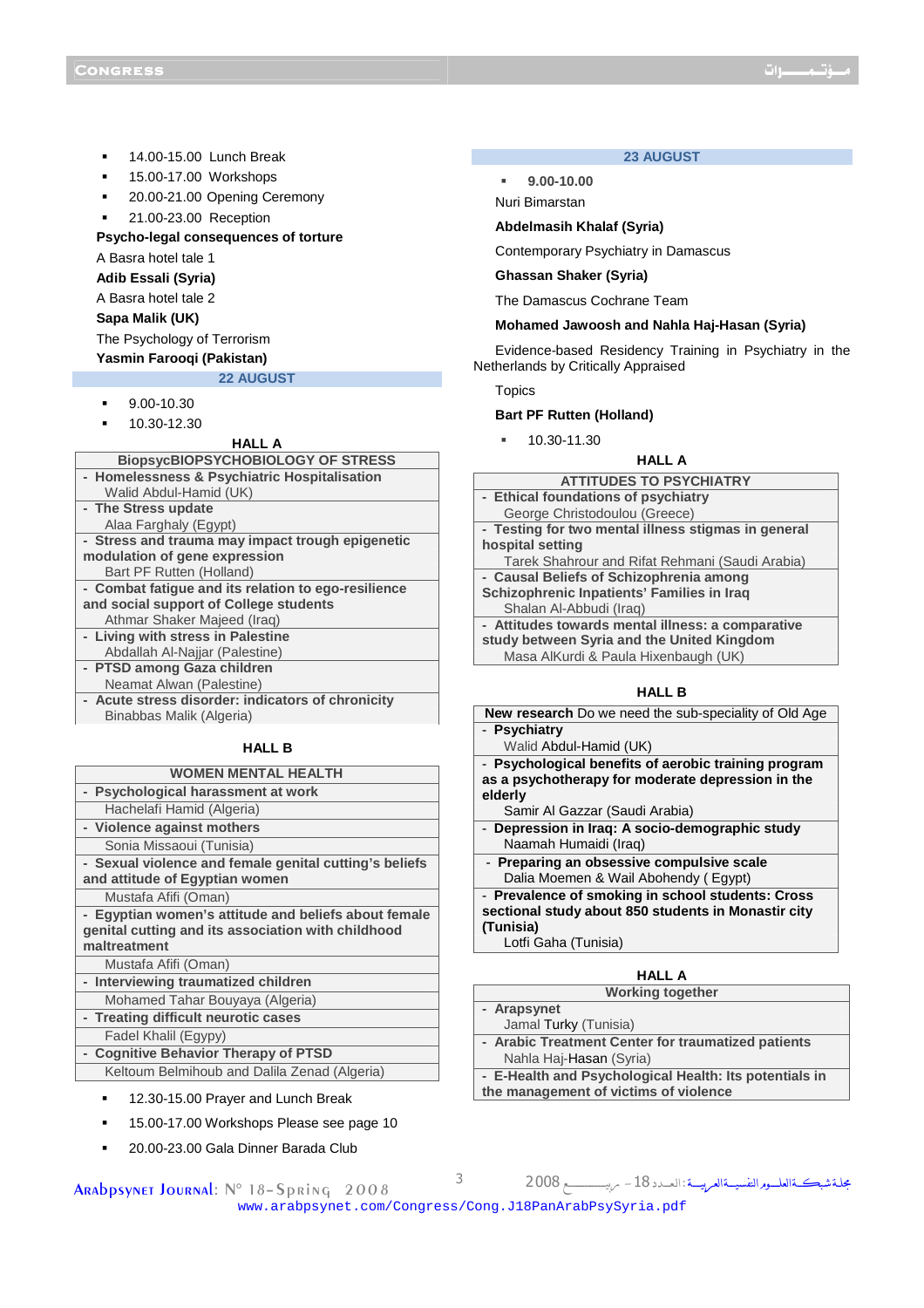- 14.00-15.00 Lunch Break
- 15.00-17.00 Workshops
- 20.00-21.00 Opening Ceremony
- 21.00-23.00 Reception

**Psycho-legal consequences of torture**

A Basra hotel tale 1

**Adib Essali (Syria)**

A Basra hotel tale 2

**Sapa Malik (UK)**

The Psychology of Terrorism

**Yasmin Farooqi (Pakistan)**

## 22 AUGUST

- 9.00-10.30
- 10.30-12.30

### HALL A

| BiopsycBIOPSYCHOBIOLOGY OF STRESS |
|---|
| - **Homelessness & Psychiatric Hospitalisation** Walid Abdul-Hamid (UK) |
| - **The Stress update** Alaa Farghaly (Egypt) |
| - **Stress and trauma may impact trough epigenetic modulation of gene expression** Bart PF Rutten (Holland) |
| - **Combat fatigue and its relation to ego-resilience and social support of College students** Athmar Shaker Majeed (Iraq) |
| - **Living with stress in Palestine** Abdallah Al-Najjar (Palestine) |
| - **PTSD among Gaza children** Neamat Alwan (Palestine) |
| - **Acute stress disorder: indicators of chronicity** Binabbas Malik (Algeria) |

### HALL B

| WOMEN MENTAL HEALTH |
|---|
| - **Psychological harassment at work** Hachelafi Hamid (Algeria) |
| - **Violence against mothers** Sonia Missaoui (Tunisia) |
| - **Sexual violence and female genital cutting's beliefs and attitude of Egyptian women** Mustafa Afifi (Oman) |
| - **Egyptian women's attitude and beliefs about female genital cutting and its association with childhood maltreatment** Mustafa Afifi (Oman) |
| - **Interviewing traumatized children** Mohamed Tahar Bouyaya (Algeria) |
| - **Treating difficult neurotic cases** Fadel Khalil (Egypy) |
| - **Cognitive Behavior Therapy of PTSD** Keltoum Belmihoub and Dalila Zenad (Algeria) |

- 12.30-15.00 Prayer and Lunch Break
- 15.00-17.00 Workshops Please see page 10
- 20.00-23.00 Gala Dinner Barada Club

## 23 AUGUST

- **9.00-10.00**

Nuri Bimarstan

**Abdelmasih Khalaf (Syria)**

Contemporary Psychiatry in Damascus

**Ghassan Shaker (Syria)**

The Damascus Cochrane Team

**Mohamed Jawoosh and Nahla Haj-Hasan (Syria)**

Evidence-based Residency Training in Psychiatry in the Netherlands by Critically Appraised Topics

**Bart PF Rutten (Holland)**

- 10.30-11.30

### HALL A

| ATTITUDES TO PSYCHIATRY |
|---|
| - **Ethical foundations of psychiatry** George Christodoulou (Greece) |
| - **Testing for two mental illness stigmas in general hospital setting** Tarek Shahrour and Rifat Rehmani (Saudi Arabia) |
| - **Causal Beliefs of Schizophrenia among Schizophrenic Inpatients' Families in Iraq** Shalan Al-Abbudi (Iraq) |
| - **Attitudes towards mental illness: a comparative study between Syria and the United Kingdom** Masa AlKurdi & Paula Hixenbaugh (UK) |

### HALL B

| **New research** Do we need the sub-speciality of Old Age |
|---|
| - **Psychiatry** Walid Abdul-Hamid (UK) |
| - **Psychological benefits of aerobic training program as a psychotherapy for moderate depression in the elderly** Samir Al Gazzar (Saudi Arabia) |
| - **Depression in Iraq: A socio-demographic study** Naamah Humaidi (Iraq) |
| - **Preparing an obsessive compulsive scale** Dalia Moemen & Wail Abohendy ( Egypt) |
| - **Prevalence of smoking in school students: Cross sectional study about 850 students in Monastir city (Tunisia)** Lotfi Gaha (Tunisia) |

### HALL A

| Working together |
|---|
| - **Arapsynet** Jamal Turky (Tunisia) |
| - **Arabic Treatment Center for traumatized patients** Nahla Haj-Hasan (Syria) |
| - **E-Health and Psychological Health: Its potentials in the management of victims of violence** |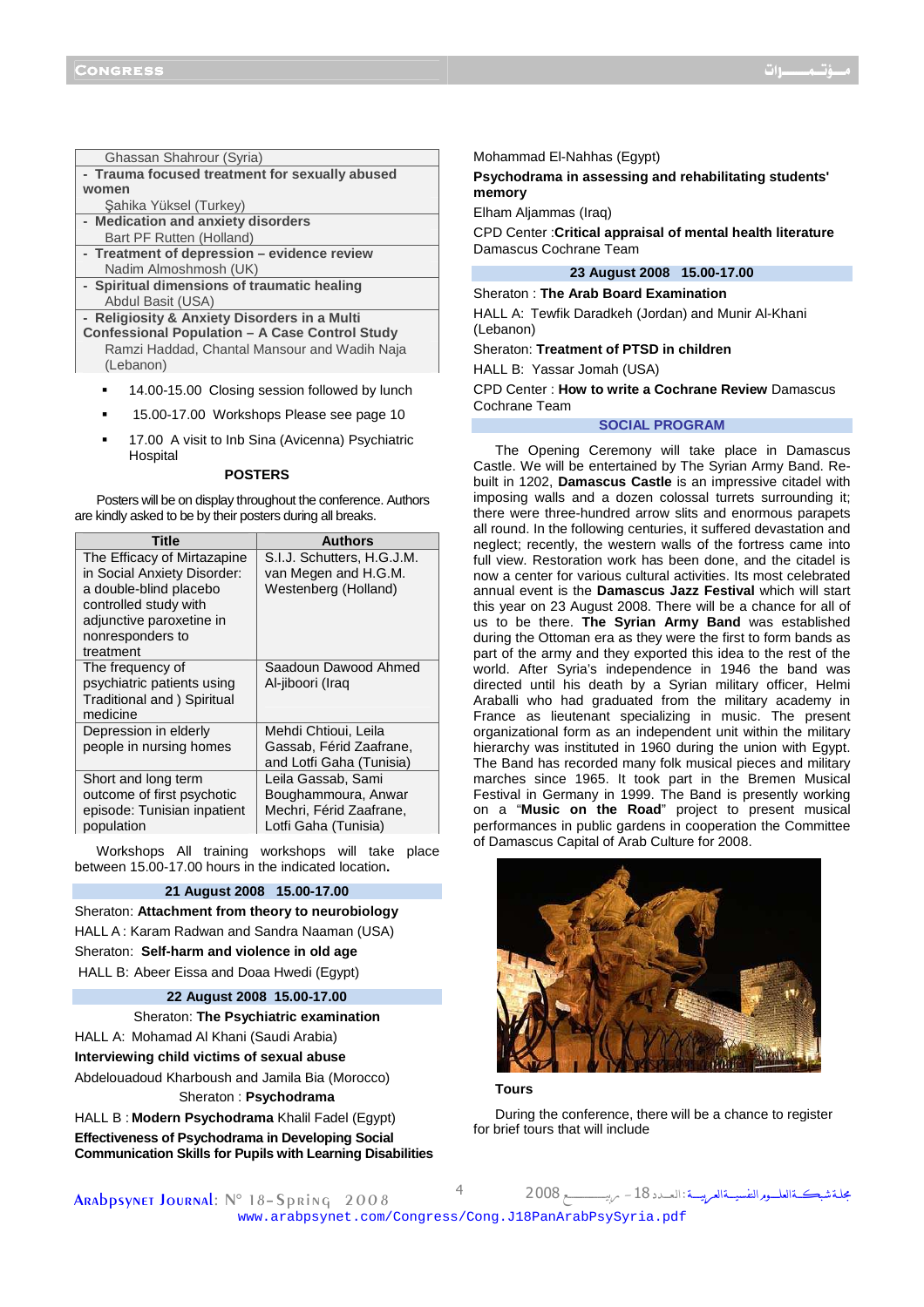Ghassan Shahrour (Syria)

- **Trauma focused treatment for sexually abused women**
  Şahika Yüksel (Turkey)
- **Medication and anxiety disorders**
  Bart PF Rutten (Holland)
- **Treatment of depression – evidence review**
  Nadim Almoshmosh (UK)
- **Spiritual dimensions of traumatic healing**
  Abdul Basit (USA)
- **Religiosity & Anxiety Disorders in a Multi Confessional Population – A Case Control Study**
  Ramzi Haddad, Chantal Mansour and Wadih Naja (Lebanon)

- 14.00-15.00 Closing session followed by lunch
- 15.00-17.00 Workshops Please see page 10
- 17.00 A visit to Inb Sina (Avicenna) Psychiatric Hospital

### POSTERS

Posters will be on display throughout the conference. Authors are kindly asked to be by their posters during all breaks.

| Title | Authors |
|---|---|
| The Efficacy of Mirtazapine in Social Anxiety Disorder: a double-blind placebo controlled study with adjunctive paroxetine in nonresponders to treatment | S.I.J. Schutters, H.G.J.M. van Megen and H.G.M. Westenberg (Holland) |
| The frequency of psychiatric patients using Traditional and ) Spiritual medicine | Saadoun Dawood Ahmed Al-jiboori (Iraq |
| Depression in elderly people in nursing homes | Mehdi Chtioui, Leila Gassab, Férid Zaafrane, and Lotfi Gaha (Tunisia) |
| Short and long term outcome of first psychotic episode: Tunisian inpatient population | Leila Gassab, Sami Boughammoura, Anwar Mechri, Férid Zaafrane, Lotfi Gaha (Tunisia) |

Workshops All training workshops will take place between 15.00-17.00 hours in the indicated location**.**

**21 August 2008 15.00-17.00**

Sheraton: **Attachment from theory to neurobiology**

HALL A : Karam Radwan and Sandra Naaman (USA)

Sheraton: **Self-harm and violence in old age**

HALL B: Abeer Eissa and Doaa Hwedi (Egypt)

**22 August 2008 15.00-17.00**

Sheraton: **The Psychiatric examination**

HALL A: Mohamad Al Khani (Saudi Arabia)

**Interviewing child victims of sexual abuse**

Abdelouadoud Kharboush and Jamila Bia (Morocco)

Sheraton : **Psychodrama**

HALL B : **Modern Psychodrama** Khalil Fadel (Egypt)

**Effectiveness of Psychodrama in Developing Social Communication Skills for Pupils with Learning Disabilities**

Mohammad El-Nahhas (Egypt)

**Psychodrama in assessing and rehabilitating students' memory**

Elham Aljammas (Iraq)

CPD Center :**Critical appraisal of mental health literature** Damascus Cochrane Team

**23 August 2008 15.00-17.00**

Sheraton : **The Arab Board Examination**

HALL A: Tewfik Daradkeh (Jordan) and Munir Al-Khani (Lebanon)

Sheraton: **Treatment of PTSD in children**

HALL B: Yassar Jomah (USA)

CPD Center : **How to write a Cochrane Review** Damascus Cochrane Team

### SOCIAL PROGRAM

The Opening Ceremony will take place in Damascus Castle. We will be entertained by The Syrian Army Band. Re-built in 1202, **Damascus Castle** is an impressive citadel with imposing walls and a dozen colossal turrets surrounding it; there were three-hundred arrow slits and enormous parapets all round. In the following centuries, it suffered devastation and neglect; recently, the western walls of the fortress came into full view. Restoration work has been done, and the citadel is now a center for various cultural activities. Its most celebrated annual event is the **Damascus Jazz Festival** which will start this year on 23 August 2008. There will be a chance for all of us to be there. **The Syrian Army Band** was established during the Ottoman era as they were the first to form bands as part of the army and they exported this idea to the rest of the world. After Syria's independence in 1946 the band was directed until his death by a Syrian military officer, Helmi Araballi who had graduated from the military academy in France as lieutenant specializing in music. The present organizational form as an independent unit within the military hierarchy was instituted in 1960 during the union with Egypt. The Band has recorded many folk musical pieces and military marches since 1965. It took part in the Bremen Musical Festival in Germany in 1999. The Band is presently working on a "**Music on the Road**" project to present musical performances in public gardens in cooperation the Committee of Damascus Capital of Arab Culture for 2008.

**Tours**

During the conference, there will be a chance to register for brief tours that will include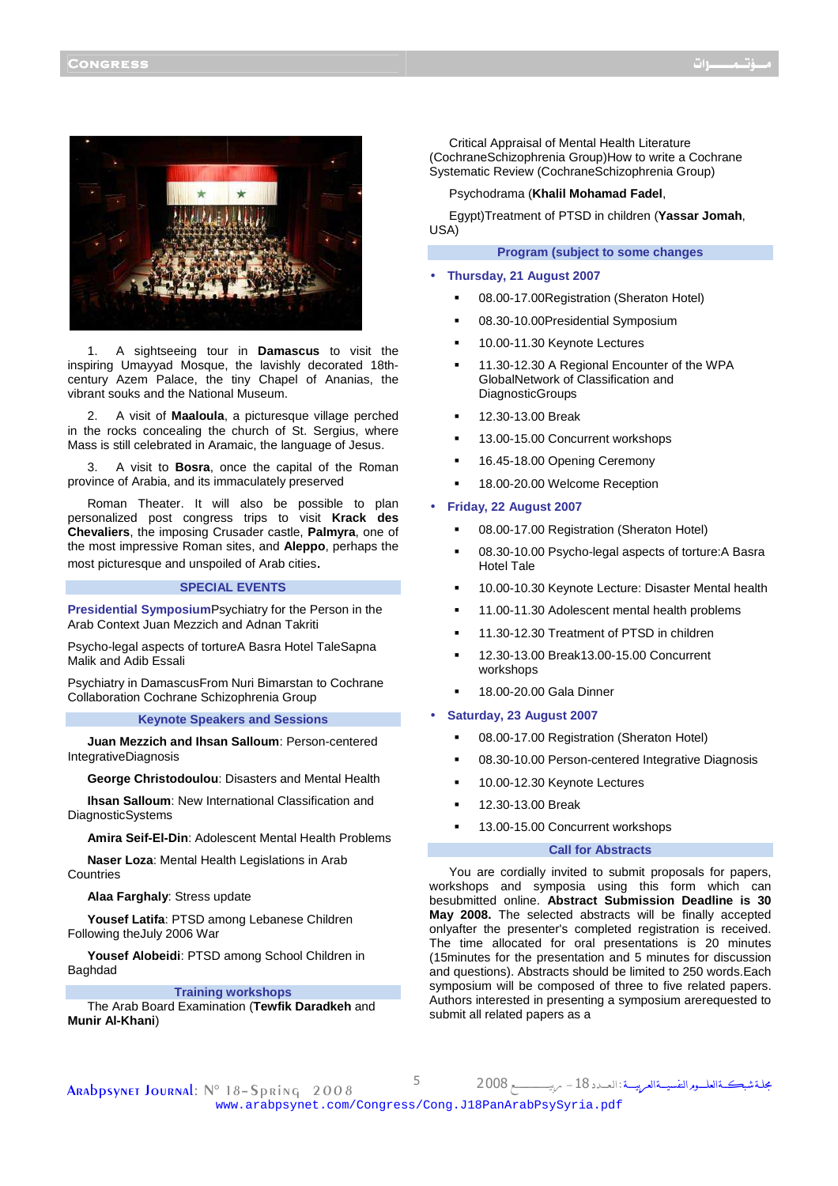1. A sightseeing tour in **Damascus** to visit the inspiring Umayyad Mosque, the lavishly decorated 18th-century Azem Palace, the tiny Chapel of Ananias, the vibrant souks and the National Museum.

2. A visit of **Maaloula**, a picturesque village perched in the rocks concealing the church of St. Sergius, where Mass is still celebrated in Aramaic, the language of Jesus.

3. A visit to **Bosra**, once the capital of the Roman province of Arabia, and its immaculately preserved

Roman Theater. It will also be possible to plan personalized post congress trips to visit **Krack des Chevaliers**, the imposing Crusader castle, **Palmyra**, one of the most impressive Roman sites, and **Aleppo**, perhaps the most picturesque and unspoiled of Arab cities.

## SPECIAL EVENTS

**Presidential Symposium**Psychiatry for the Person in the Arab Context Juan Mezzich and Adnan Takriti

Psycho-legal aspects of tortureA Basra Hotel TaleSapna Malik and Adib Essali

Psychiatry in DamascusFrom Nuri Bimarstan to Cochrane Collaboration Cochrane Schizophrenia Group

## Keynote Speakers and Sessions

**Juan Mezzich and Ihsan Salloum**: Person-centered IntegrativeDiagnosis

**George Christodoulou**: Disasters and Mental Health

**Ihsan Salloum**: New International Classification and DiagnosticSystems

**Amira Seif-El-Din**: Adolescent Mental Health Problems

**Naser Loza**: Mental Health Legislations in Arab Countries

**Alaa Farghaly**: Stress update

**Yousef Latifa**: PTSD among Lebanese Children Following theJuly 2006 War

**Yousef Alobeidi**: PTSD among School Children in Baghdad

## Training workshops

The Arab Board Examination (**Tewfik Daradkeh** and **Munir Al-Khani**)

Critical Appraisal of Mental Health Literature (CochraneSchizophrenia Group)How to write a Cochrane Systematic Review (CochraneSchizophrenia Group)

Psychodrama (**Khalil Mohamad Fadel**,

Egypt)Treatment of PTSD in children (**Yassar Jomah**, USA)

## Program (subject to some changes)

- **Thursday, 21 August 2007**
  - 08.00-17.00Registration (Sheraton Hotel)
  - 08.30-10.00Presidential Symposium
  - 10.00-11.30 Keynote Lectures
  - 11.30-12.30 A Regional Encounter of the WPA GlobalNetwork of Classification and DiagnosticGroups
  - 12.30-13.00 Break
  - 13.00-15.00 Concurrent workshops
  - 16.45-18.00 Opening Ceremony
  - 18.00-20.00 Welcome Reception
- **Friday, 22 August 2007**
  - 08.00-17.00 Registration (Sheraton Hotel)
  - 08.30-10.00 Psycho-legal aspects of torture:A Basra Hotel Tale
  - 10.00-10.30 Keynote Lecture: Disaster Mental health
  - 11.00-11.30 Adolescent mental health problems
  - 11.30-12.30 Treatment of PTSD in children
  - 12.30-13.00 Break13.00-15.00 Concurrent workshops
  - 18.00-20.00 Gala Dinner
- **Saturday, 23 August 2007**
  - 08.00-17.00 Registration (Sheraton Hotel)
  - 08.30-10.00 Person-centered Integrative Diagnosis
  - 10.00-12.30 Keynote Lectures
  - 12.30-13.00 Break
  - 13.00-15.00 Concurrent workshops

## Call for Abstracts

You are cordially invited to submit proposals for papers, workshops and symposia using this form which can besubmitted online. **Abstract Submission Deadline is 30 May 2008.** The selected abstracts will be finally accepted onlyafter the presenter's completed registration is received. The time allocated for oral presentations is 20 minutes (15minutes for the presentation and 5 minutes for discussion and questions). Abstracts should be limited to 250 words.Each symposium will be composed of three to five related papers. Authors interested in presenting a symposium arerequested to submit all related papers as a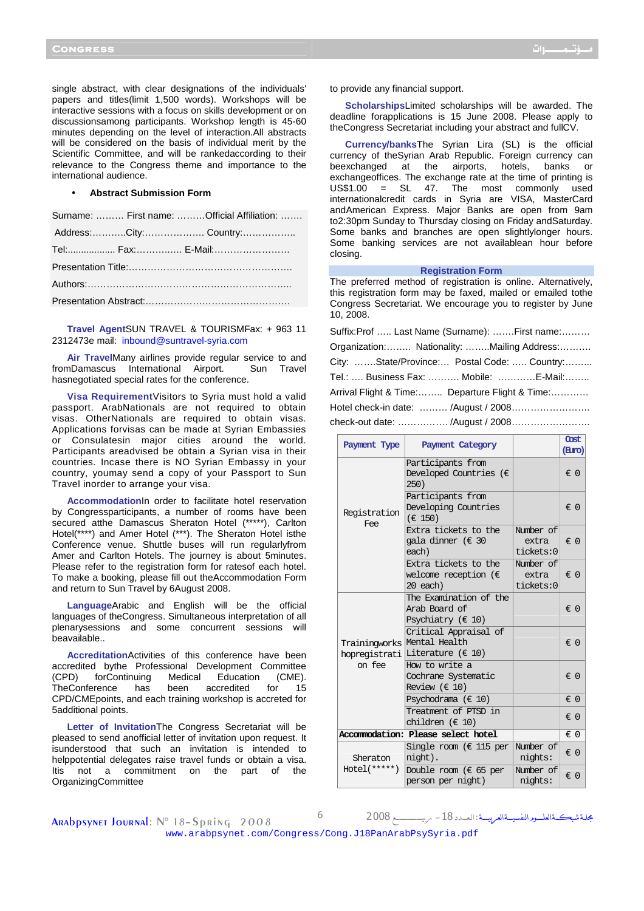single abstract, with clear designations of the individuals' papers and titles(limit 1,500 words). Workshops will be interactive sessions with a focus on skills development or on discussionsamong participants. Workshop length is 45-60 minutes depending on the level of interaction.All abstracts will be considered on the basis of individual merit by the Scientific Committee, and will be rankedaccording to their relevance to the Congress theme and importance to the international audience.

- **Abstract Submission Form**

Surname: ……… First name: ………Official Affiliation: …….

Address:………..City:………………. Country:……………..

Tel:................. Fax:…………… E-Mail:……………………

Presentation Title:……………………………………………..

Authors:………………………………………………………..

Presentation Abstract:………………………………………

**Travel Agent**SUN TRAVEL & TOURISMFax: + 963 11 2312473e mail: inbound@suntravel-syria.com

**Air Travel**Many airlines provide regular service to and fromDamascus International Airport. Sun Travel hasnegotiated special rates for the conference.

**Visa Requirement**Visitors to Syria must hold a valid passport. ArabNationals are not required to obtain visas. OtherNationals are required to obtain visas. Applications forvisas can be made at Syrian Embassies or Consulatesin major cities around the world. Participants areadvised be obtain a Syrian visa in their countries. Incase there is NO Syrian Embassy in your country, youmay send a copy of your Passport to Sun Travel inorder to arrange your visa.

**Accommodation**In order to facilitate hotel reservation by Congressparticipants, a number of rooms have been secured atthe Damascus Sheraton Hotel (*****), Carlton Hotel(****) and Amer Hotel (***). The Sheraton Hotel isthe Conference venue. Shuttle buses will run regularlyfrom Amer and Carlton Hotels. The journey is about 5minutes. Please refer to the registration form for ratesof each hotel. To make a booking, please fill out theAccommodation Form and return to Sun Travel by 6August 2008.

**Language**Arabic and English will be the official languages of theCongress. Simultaneous interpretation of all plenarysessions and some concurrent sessions will beavailable..

**Accreditation**Activities of this conference have been accredited bythe Professional Development Committee (CPD) forContinuing Medical Education (CME). TheConference has been accredited for 15 CPD/CMEpoints, and each training workshop is accreted for 5additional points.

**Letter of Invitation**The Congress Secretariat will be pleased to send anofficial letter of invitation upon request. It isunderstood that such an invitation is intended to helppotential delegates raise travel funds or obtain a visa. Itis not a commitment on the part of the OrganizingCommittee to provide any financial support.

**Scholarships**Limited scholarships will be awarded. The deadline forapplications is 15 June 2008. Please apply to theCongress Secretariat including your abstract and fullCV.

**Currency/banks**The Syrian Lira (SL) is the official currency of theSyrian Arab Republic. Foreign currency can beexchanged at the airports, hotels, banks or exchangeoffices. The exchange rate at the time of printing is US$1.00 = SL 47. The most commonly used internationalcredit cards in Syria are VISA, MasterCard andAmerican Express. Major Banks are open from 9am to2:30pm Sunday to Thursday closing on Friday andSaturday. Some banks and branches are open slightlylonger hours. Some banking services are not availablean hour before closing.

## Registration Form

The preferred method of registration is online. Alternatively, this registration form may be faxed, mailed or emailed tothe Congress Secretariat. We encourage you to register by June 10, 2008.

Suffix:Prof ….. Last Name (Surname): …….First name:………

Organization:…….. Nationality: ……..Mailing Address:……….

City: …….State/Province:… Postal Code: ….. Country:……..

Tel.: …. Business Fax: ………. Mobile: …………E-Mail:……..

Arrival Flight & Time:…….. Departure Flight & Time:…………

Hotel check-in date: ……… /August / 2008……………………..

check-out date: ……………. /August / 2008……………………..

| Payment Type | Payment Category | | Cost (Euro) |
|---|---|---|---|
| Registration Fee | Participants from Developed Countries (€ 250) | | € 0 |
| | Participants from Developing Countries (€ 150) | | € 0 |
| | Extra tickets to the gala dinner (€ 30 each) | Number of extra tickets:0 | € 0 |
| | Extra tickets to the welcome reception (€ 20 each) | Number of extra tickets:0 | € 0 |
| Trainingworks hopregistration fee | The Examination of the Arab Board of Psychiatry (€ 10) | | € 0 |
| | Critical Appraisal of Mental Health Literature (€ 10) | | € 0 |
| | How to write a Cochrane Systematic Review (€ 10) | | € 0 |
| | Psychodrama (€ 10) | | € 0 |
| | Treatment of PTSD in children (€ 10) | | € 0 |
| **Accommodation:** | **Please select hotel** | | € 0 |
| Sheraton Hotel(*****) | Single room (€ 115 per night). | Number of nights: | € 0 |
| | Double room (€ 65 per person per night) | Number of nights: | € 0 |

www.arabpsynet.com/Congress/Cong.J18PanArabPsySyria.pdf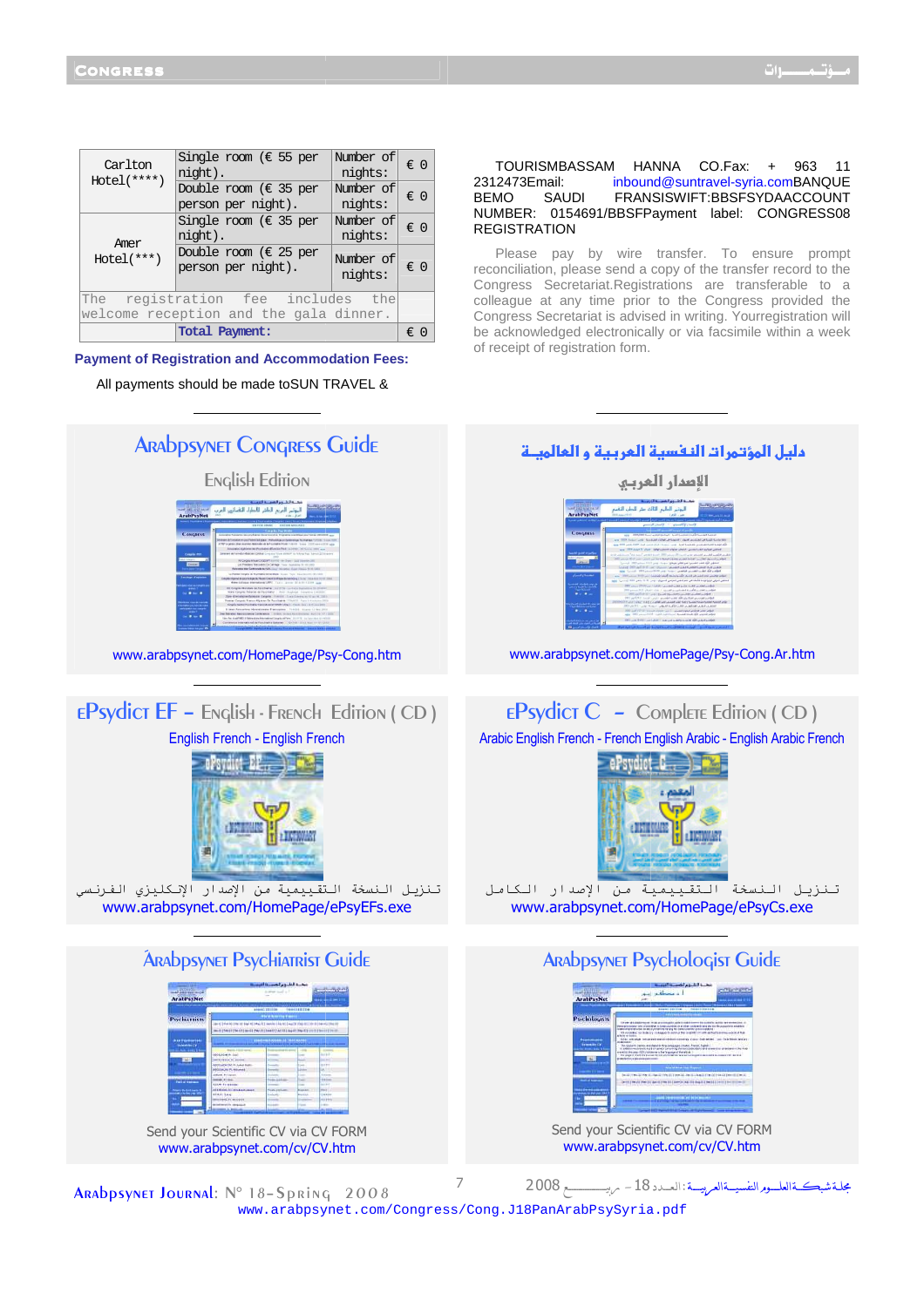| | | | |
|---|---|---|---|
| Carlton Hotel(****) | Single room (€ 55 per night). | Number of nights: | € 0 |
| | Double room (€ 35 per person per night). | Number of nights: | € 0 |
| Amer Hotel(***) | Single room (€ 35 per night). | Number of nights: | € 0 |
| | Double room (€ 25 per person per night). | Number of nights: | € 0 |
| The registration fee includes the welcome reception and the gala dinner. | | | |
| | **Total Payment:** | | € 0 |

**Payment of Registration and Accommodation Fees:**

All payments should be made toSUN TRAVEL & TOURISMBASSAM HANNA CO.Fax: + 963 11 2312473Email: inbound@suntravel-syria.comBANQUE BEMO SAUDI FRANSISWIFT:BBSFSYDAACCOUNT NUMBER: 0154691/BBSFPayment label: CONGRESS08 REGISTRATION

Please pay by wire transfer. To ensure prompt reconciliation, please send a copy of the transfer record to the Congress Secretariat.Registrations are transferable to a colleague at any time prior to the Congress provided the Congress Secretariat is advised in writing. Yourregistration will be acknowledged electronically or via facsimile within a week of receipt of registration form.

## Arabpsynet Congress Guide

English Edition

www.arabpsynet.com/HomePage/Psy-Cong.htm

## دليل المؤتمرات النفسية العربية و العالمية

الإصدار العربي

www.arabpsynet.com/HomePage/Psy-Cong.Ar.htm

## ePsydict EF – English - French Edition ( CD )

English French - English French

تنزيل النسخة التقييمية من الإصدار الإنكليزي الفرنسي

www.arabpsynet.com/HomePage/ePsyEFs.exe

## ePsydict C – Complete Edition ( CD )

Arabic English French - French English Arabic - English Arabic French

تنزيل النسخة التقييمية من الإصدار الكامل

www.arabpsynet.com/HomePage/ePsyCs.exe

## Arabpsynet Psychiatrist Guide

Send your Scientific CV via CV FORM

www.arabpsynet.com/cv/CV.htm

## Arabpsynet Psychologist Guide

Send your Scientific CV via CV FORM

www.arabpsynet.com/cv/CV.htm

www.arabpsynet.com/Congress/Cong.J18PanArabPsySyria.pdf